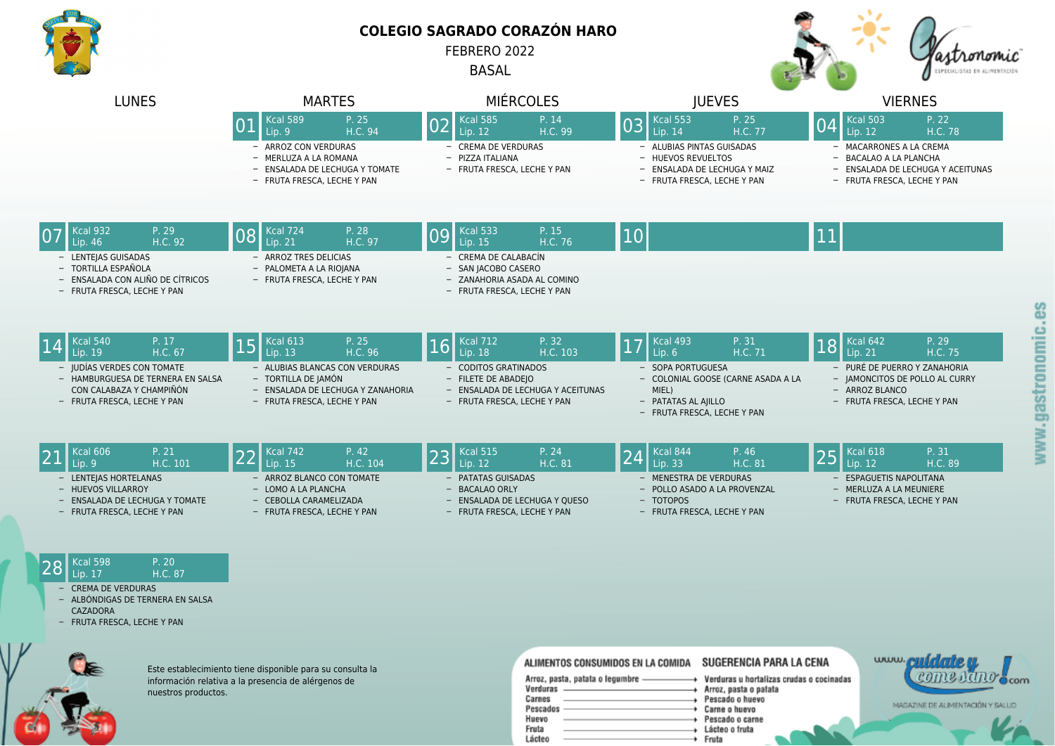# COLEGIO SAGRADO CORAZÓN HARO

FEBRERO 2022

BASAL

| LUNES | MARTES | MIÉRCOLES | JUEVES | VIERNES |
|---|---|---|---|---|
| | **01** Kcal 589 P. 25 Lip. 9 H.C. 94<br>– ARROZ CON VERDURAS<br>– MERLUZA A LA ROMANA<br>– ENSALADA DE LECHUGA Y TOMATE<br>– FRUTA FRESCA, LECHE Y PAN | **02** Kcal 585 P. 14 Lip. 12 H.C. 99<br>– CREMA DE VERDURAS<br>– PIZZA ITALIANA<br>– FRUTA FRESCA, LECHE Y PAN | **03** Kcal 553 P. 25 Lip. 14 H.C. 77<br>– ALUBIAS PINTAS GUISADAS<br>– HUEVOS REVUELTOS<br>– ENSALADA DE LECHUGA Y MAIZ<br>– FRUTA FRESCA, LECHE Y PAN | **04** Kcal 503 P. 22 Lip. 12 H.C. 78<br>– MACARRONES A LA CREMA<br>– BACALAO A LA PLANCHA<br>– ENSALADA DE LECHUGA Y ACEITUNAS<br>– FRUTA FRESCA, LECHE Y PAN |
| **07** Kcal 932 P. 29 Lip. 46 H.C. 92<br>– LENTEJAS GUISADAS<br>– TORTILLA ESPAÑOLA<br>– ENSALADA CON ALIÑO DE CÍTRICOS<br>– FRUTA FRESCA, LECHE Y PAN | **08** Kcal 724 P. 28 Lip. 21 H.C. 97<br>– ARROZ TRES DELICIAS<br>– PALOMETA A LA RIOJANA<br>– FRUTA FRESCA, LECHE Y PAN | **09** Kcal 533 P. 15 Lip. 15 H.C. 76<br>– CREMA DE CALABACÍN<br>– SAN JACOBO CASERO<br>– ZANAHORIA ASADA AL COMINO<br>– FRUTA FRESCA, LECHE Y PAN | **10** | **11** |
| **14** Kcal 540 P. 17 Lip. 19 H.C. 67<br>– JUDÍAS VERDES CON TOMATE<br>– HAMBURGUESA DE TERNERA EN SALSA CON CALABAZA Y CHAMPIÑÓN<br>– FRUTA FRESCA, LECHE Y PAN | **15** Kcal 613 P. 25 Lip. 13 H.C. 96<br>– ALUBIAS BLANCAS CON VERDURAS<br>– TORTILLA DE JAMÓN<br>– ENSALADA DE LECHUGA Y ZANAHORIA<br>– FRUTA FRESCA, LECHE Y PAN | **16** Kcal 712 P. 32 Lip. 18 H.C. 103<br>– CODITOS GRATINADOS<br>– FILETE DE ABADEJO<br>– ENSALADA DE LECHUGA Y ACEITUNAS<br>– FRUTA FRESCA, LECHE Y PAN | **17** Kcal 493 P. 31 Lip. 6 H.C. 71<br>– SOPA PORTUGUESA<br>– COLONIAL GOOSE (CARNE ASADA A LA MIEL)<br>– PATATAS AL AJILLO<br>– FRUTA FRESCA, LECHE Y PAN | **18** Kcal 642 P. 29 Lip. 21 H.C. 75<br>– PURÉ DE PUERRO Y ZANAHORIA<br>– JAMONCITOS DE POLLO AL CURRY<br>– ARROZ BLANCO<br>– FRUTA FRESCA, LECHE Y PAN |
| **21** Kcal 606 P. 21 Lip. 9 H.C. 101<br>– LENTEJAS HORTELANAS<br>– HUEVOS VILLARROY<br>– ENSALADA DE LECHUGA Y TOMATE<br>– FRUTA FRESCA, LECHE Y PAN | **22** Kcal 742 P. 42 Lip. 15 H.C. 104<br>– ARROZ BLANCO CON TOMATE<br>– LOMO A LA PLANCHA<br>– CEBOLLA CARAMELIZADA<br>– FRUTA FRESCA, LECHE Y PAN | **23** Kcal 515 P. 24 Lip. 12 H.C. 81<br>– PATATAS GUISADAS<br>– BACALAO ORLY<br>– ENSALADA DE LECHUGA Y QUESO<br>– FRUTA FRESCA, LECHE Y PAN | **24** Kcal 844 P. 46 Lip. 33 H.C. 81<br>– MENESTRA DE VERDURAS<br>– POLLO ASADO A LA PROVENZAL<br>– TOTOPOS<br>– FRUTA FRESCA, LECHE Y PAN | **25** Kcal 618 P. 31 Lip. 12 H.C. 89<br>– ESPAGUETIS NAPOLITANA<br>– MERLUZA A LA MEUNIERE<br>– FRUTA FRESCA, LECHE Y PAN |
| **28** Kcal 598 P. 20 Lip. 17 H.C. 87<br>– CREMA DE VERDURAS<br>– ALBÓNDIGAS DE TERNERA EN SALSA CAZADORA<br>– FRUTA FRESCA, LECHE Y PAN | | | | |

Este establecimiento tiene disponible para su consulta la información relativa a la presencia de alérgenos de nuestros productos.

| ALIMENTOS CONSUMIDOS EN LA COMIDA | SUGERENCIA PARA LA CENA |
|---|---|
| Arroz, pasta, patata o legumbre | Verduras u hortalizas crudas o cocinadas |
| Verduras | Arroz, pasta o patata |
| Carnes | Pescado o huevo |
| Pescados | Carne o huevo |
| Huevo | Pescado o carne |
| Fruta | Lácteo o fruta |
| Lácteo | Fruta |

www.cuidateycomesano.com – MAGAZINE DE ALIMENTACIÓN Y SALUD

www.gastronomic.es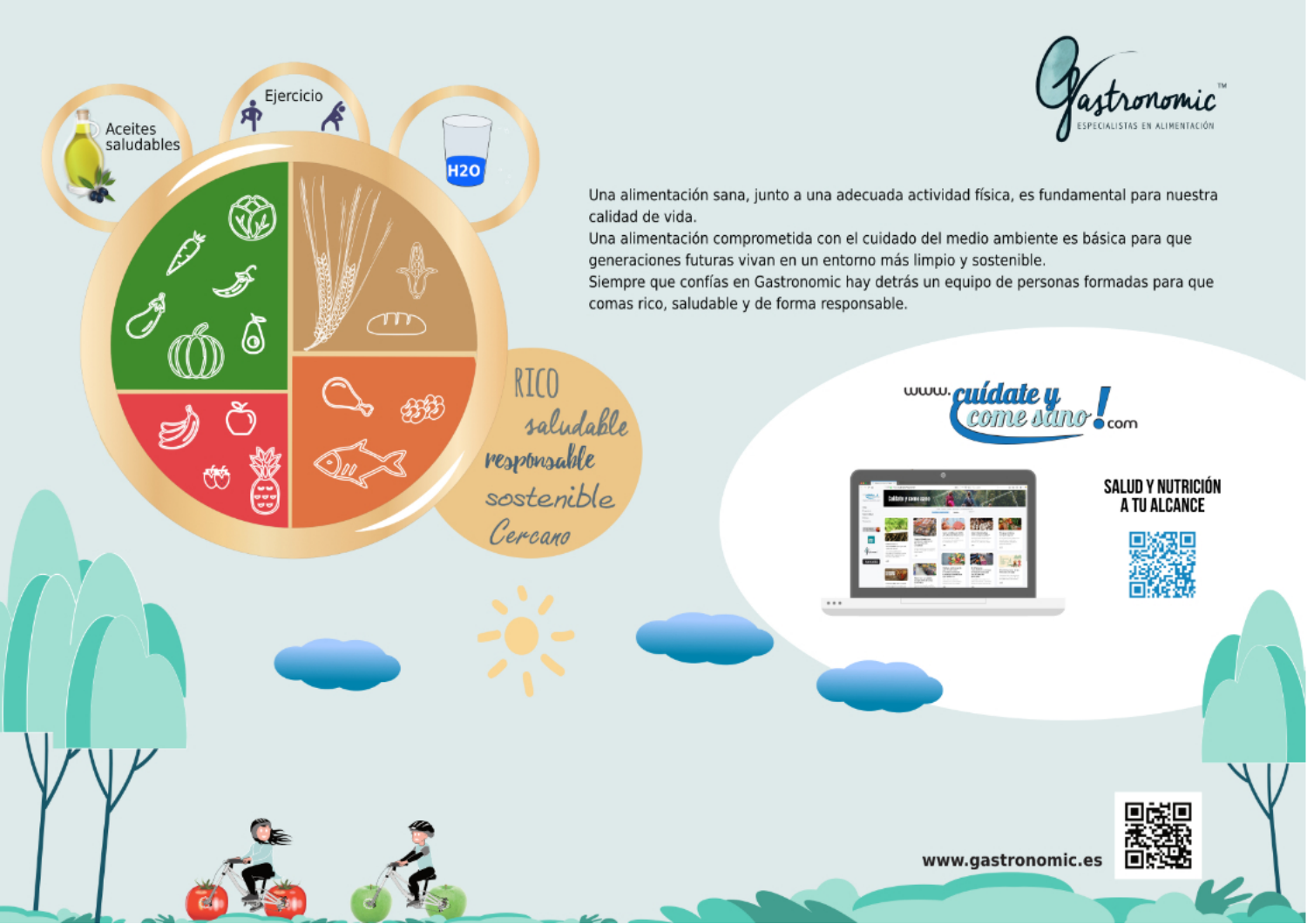Aceites saludables

Ejercicio

H2O

RICO
saludable
responsable
sostenible
Cercano

Gastronomic™
ESPECIALISTAS EN ALIMENTACIÓN

Una alimentación sana, junto a una adecuada actividad física, es fundamental para nuestra calidad de vida.
Una alimentación comprometida con el cuidado del medio ambiente es básica para que generaciones futuras vivan en un entorno más limpio y sostenible.
Siempre que confías en Gastronomic hay detrás un equipo de personas formadas para que comas rico, saludable y de forma responsable.

www.cuídate y come sano!.com

SALUD Y NUTRICIÓN A TU ALCANCE

www.gastronomic.es